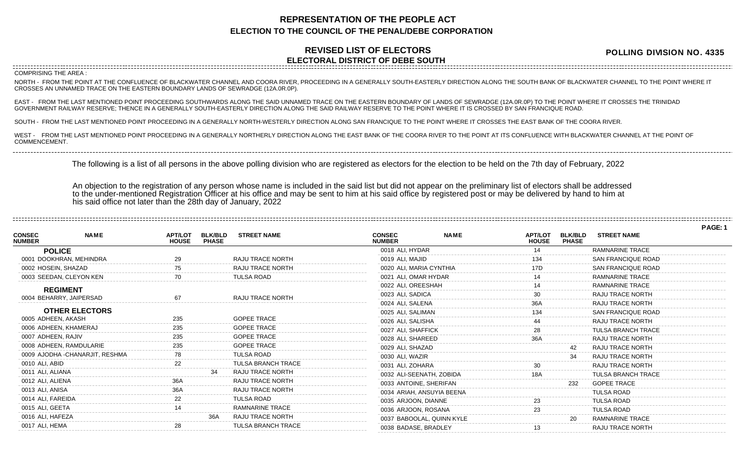# REPRESENTATION OF THE PEOPLE ACT

## ELECTION TO THE COUNCIL OF THE PENAL/DEBE CORPORATION

### REVISED LIST OF ELECTORS
### ELECTORAL DISTRICT OF DEBE SOUTH

**POLLING DIVISION NO. 4335**

COMPRISING THE AREA :

NORTH - FROM THE POINT AT THE CONFLUENCE OF BLACKWATER CHANNEL AND COORA RIVER, PROCEEDING IN A GENERALLY SOUTH-EASTERLY DIRECTION ALONG THE SOUTH BANK OF BLACKWATER CHANNEL TO THE POINT WHERE IT CROSSES AN UNNAMED TRACE ON THE EASTERN BOUNDARY LANDS OF SEWRADGE (12A.0R.0P).

EAST - FROM THE LAST MENTIONED POINT PROCEEDING SOUTHWARDS ALONG THE SAID UNNAMED TRACE ON THE EASTERN BOUNDARY OF LANDS OF SEWRADGE (12A.0R.0P) TO THE POINT WHERE IT CROSSES THE TRINIDAD GOVERNMENT RAILWAY RESERVE; THENCE IN A GENERALLY SOUTH-EASTERLY DIRECTION ALONG THE SAID RAILWAY RESERVE TO THE POINT WHERE IT IS CROSSED BY SAN FRANCIQUE ROAD.

SOUTH - FROM THE LAST MENTIONED POINT PROCEEDING IN A GENERALLY NORTH-WESTERLY DIRECTION ALONG SAN FRANCIQUE TO THE POINT WHERE IT CROSSES THE EAST BANK OF THE COORA RIVER.

WEST - FROM THE LAST MENTIONED POINT PROCEEDING IN A GENERALLY NORTHERLY DIRECTION ALONG THE EAST BANK OF THE COORA RIVER TO THE POINT AT ITS CONFLUENCE WITH BLACKWATER CHANNEL AT THE POINT OF COMMENCEMENT.

The following is a list of all persons in the above polling division who are registered as electors for the election to be held on the 7th day of February, 2022

An objection to the registration of any person whose name is included in the said list but did not appear on the preliminary list of electors shall be addressed to the under-mentioned Registration Officer at his office and may be sent to him at his said office by registered post or may be delivered by hand to him at his said office not later than the 28th day of January, 2022

| CONSEC NUMBER | NAME | APT/LOT HOUSE | BLK/BLD PHASE | STREET NAME |
|---|---|---|---|---|
| **POLICE** | | | | |
| 0001 | DOOKHRAN, MEHINDRA | 29 | | RAJU TRACE NORTH |
| 0002 | HOSEIN, SHAZAD | 75 | | RAJU TRACE NORTH |
| 0003 | SEEDAN, CLEYON KEN | 70 | | TULSA ROAD |
| **REGIMENT** | | | | |
| 0004 | BEHARRY, JAIPERSAD | 67 | | RAJU TRACE NORTH |
| **OTHER ELECTORS** | | | | |
| 0005 | ADHEEN, AKASH | 235 | | GOPEE TRACE |
| 0006 | ADHEEN, KHAMERAJ | 235 | | GOPEE TRACE |
| 0007 | ADHEEN, RAJIV | 235 | | GOPEE TRACE |
| 0008 | ADHEEN, RAMDULARIE | 235 | | GOPEE TRACE |
| 0009 | AJODHA -CHANARJIT, RESHMA | 78 | | TULSA ROAD |
| 0010 | ALI, ABID | 22 | | TULSA BRANCH TRACE |
| 0011 | ALI, ALIANA | | 34 | RAJU TRACE NORTH |
| 0012 | ALI, ALIENA | 36A | | RAJU TRACE NORTH |
| 0013 | ALI, ANISA | 36A | | RAJU TRACE NORTH |
| 0014 | ALI, FAREIDA | 22 | | TULSA ROAD |
| 0015 | ALI, GEETA | 14 | | RAMNARINE TRACE |
| 0016 | ALI, HAFEZA | | 36A | RAJU TRACE NORTH |
| 0017 | ALI, HEMA | 28 | | TULSA BRANCH TRACE |
| 0018 | ALI, HYDAR | 14 | | RAMNARINE TRACE |
| 0019 | ALI, MAJID | 134 | | SAN FRANCIQUE ROAD |
| 0020 | ALI, MARIA CYNTHIA | 17D | | SAN FRANCIQUE ROAD |
| 0021 | ALI, OMAR HYDAR | 14 | | RAMNARINE TRACE |
| 0022 | ALI, OREESHAH | 14 | | RAMNARINE TRACE |
| 0023 | ALI, SADICA | 30 | | RAJU TRACE NORTH |
| 0024 | ALI, SALENA | 36A | | RAJU TRACE NORTH |
| 0025 | ALI, SALIMAN | 134 | | SAN FRANCIQUE ROAD |
| 0026 | ALI, SALISHA | 44 | | RAJU TRACE NORTH |
| 0027 | ALI, SHAFFICK | 28 | | TULSA BRANCH TRACE |
| 0028 | ALI, SHAREED | 36A | | RAJU TRACE NORTH |
| 0029 | ALI, SHAZAD | | 42 | RAJU TRACE NORTH |
| 0030 | ALI, WAZIR | | 34 | RAJU TRACE NORTH |
| 0031 | ALI, ZOHARA | 30 | | RAJU TRACE NORTH |
| 0032 | ALI-SEENATH, ZOBIDA | 18A | | TULSA BRANCH TRACE |
| 0033 | ANTOINE, SHERIFAN | | 232 | GOPEE TRACE |
| 0034 | ARIAH, ANSUYIA BEENA | | | TULSA ROAD |
| 0035 | ARJOON, DIANNE | 23 | | TULSA ROAD |
| 0036 | ARJOON, ROSANA | 23 | | TULSA ROAD |
| 0037 | BABOOLAL, QUINN KYLE | | 20 | RAMNARINE TRACE |
| 0038 | BADASE, BRADLEY | 13 | | RAJU TRACE NORTH |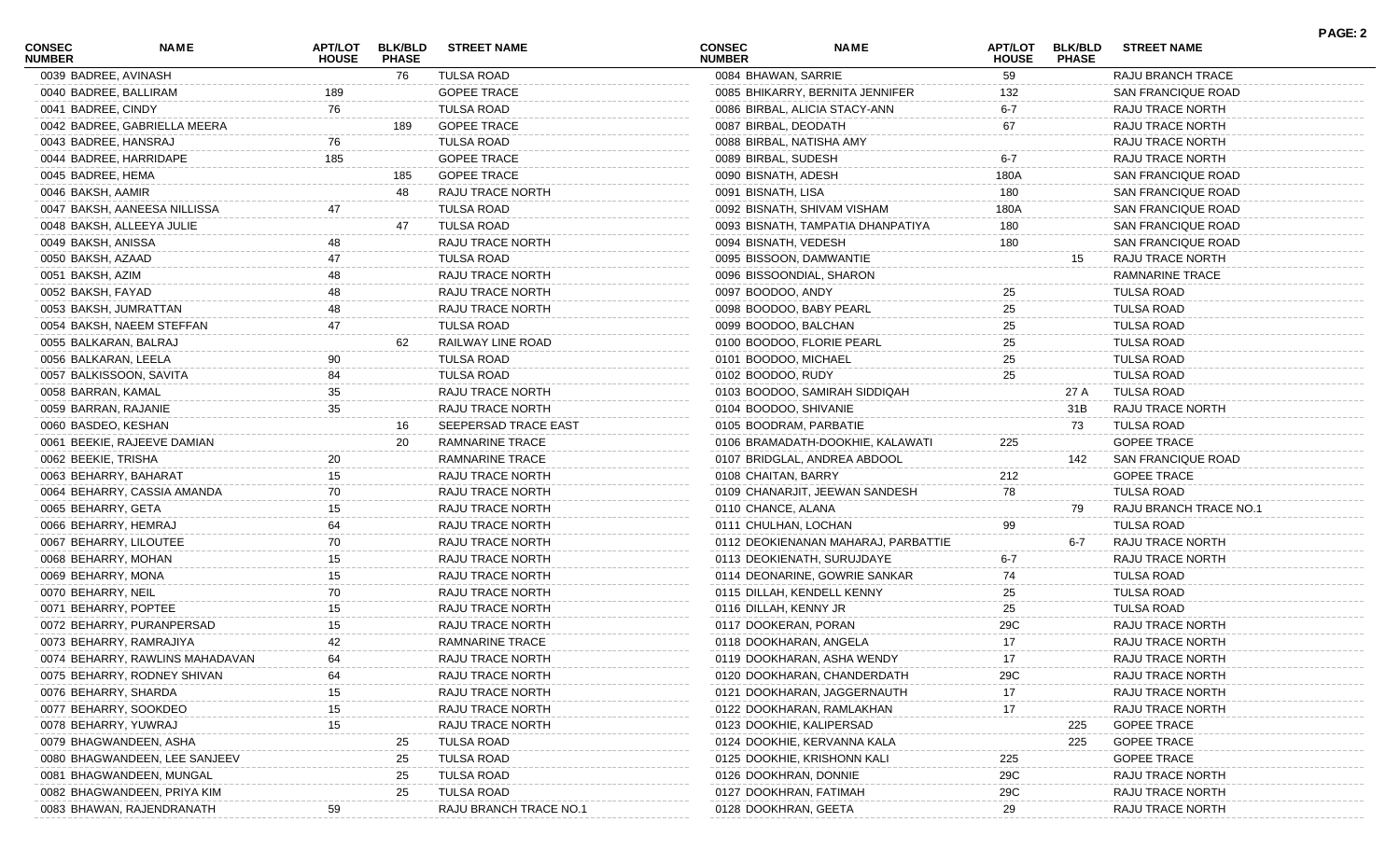| CONSEC NUMBER | NAME | APT/LOT HOUSE | BLK/BLD PHASE | STREET NAME |
|---|---|---|---|---|
| 0039 | BADREE, AVINASH | | 76 | TULSA ROAD |
| 0040 | BADREE, BALLIRAM | 189 | | GOPEE TRACE |
| 0041 | BADREE, CINDY | 76 | | TULSA ROAD |
| 0042 | BADREE, GABRIELLA MEERA | | 189 | GOPEE TRACE |
| 0043 | BADREE, HANSRAJ | 76 | | TULSA ROAD |
| 0044 | BADREE, HARRIDAPE | 185 | | GOPEE TRACE |
| 0045 | BADREE, HEMA | | 185 | GOPEE TRACE |
| 0046 | BAKSH, AAMIR | | 48 | RAJU TRACE NORTH |
| 0047 | BAKSH, AANEESA NILLISSA | 47 | | TULSA ROAD |
| 0048 | BAKSH, ALLEEYA JULIE | | 47 | TULSA ROAD |
| 0049 | BAKSH, ANISSA | 48 | | RAJU TRACE NORTH |
| 0050 | BAKSH, AZAAD | 47 | | TULSA ROAD |
| 0051 | BAKSH, AZIM | 48 | | RAJU TRACE NORTH |
| 0052 | BAKSH, FAYAD | 48 | | RAJU TRACE NORTH |
| 0053 | BAKSH, JUMRATTAN | 48 | | RAJU TRACE NORTH |
| 0054 | BAKSH, NAEEM STEFFAN | 47 | | TULSA ROAD |
| 0055 | BALKARAN, BALRAJ | | 62 | RAILWAY LINE ROAD |
| 0056 | BALKARAN, LEELA | 90 | | TULSA ROAD |
| 0057 | BALKISSOON, SAVITA | 84 | | TULSA ROAD |
| 0058 | BARRAN, KAMAL | 35 | | RAJU TRACE NORTH |
| 0059 | BARRAN, RAJANIE | 35 | | RAJU TRACE NORTH |
| 0060 | BASDEO, KESHAN | | 16 | SEEPERSAD TRACE EAST |
| 0061 | BEEKIE, RAJEEVE DAMIAN | | 20 | RAMNARINE TRACE |
| 0062 | BEEKIE, TRISHA | 20 | | RAMNARINE TRACE |
| 0063 | BEHARRY, BAHARAT | 15 | | RAJU TRACE NORTH |
| 0064 | BEHARRY, CASSIA AMANDA | 70 | | RAJU TRACE NORTH |
| 0065 | BEHARRY, GETA | 15 | | RAJU TRACE NORTH |
| 0066 | BEHARRY, HEMRAJ | 64 | | RAJU TRACE NORTH |
| 0067 | BEHARRY, LILOUTEE | 70 | | RAJU TRACE NORTH |
| 0068 | BEHARRY, MOHAN | 15 | | RAJU TRACE NORTH |
| 0069 | BEHARRY, MONA | 15 | | RAJU TRACE NORTH |
| 0070 | BEHARRY, NEIL | 70 | | RAJU TRACE NORTH |
| 0071 | BEHARRY, POPTEE | 15 | | RAJU TRACE NORTH |
| 0072 | BEHARRY, PURANPERSAD | 15 | | RAJU TRACE NORTH |
| 0073 | BEHARRY, RAMRAJIYA | 42 | | RAMNARINE TRACE |
| 0074 | BEHARRY, RAWLINS MAHADAVAN | 64 | | RAJU TRACE NORTH |
| 0075 | BEHARRY, RODNEY SHIVAN | 64 | | RAJU TRACE NORTH |
| 0076 | BEHARRY, SHARDA | 15 | | RAJU TRACE NORTH |
| 0077 | BEHARRY, SOOKDEO | 15 | | RAJU TRACE NORTH |
| 0078 | BEHARRY, YUWRAJ | 15 | | RAJU TRACE NORTH |
| 0079 | BHAGWANDEEN, ASHA | | 25 | TULSA ROAD |
| 0080 | BHAGWANDEEN, LEE SANJEEV | | 25 | TULSA ROAD |
| 0081 | BHAGWANDEEN, MUNGAL | | 25 | TULSA ROAD |
| 0082 | BHAGWANDEEN, PRIYA KIM | | 25 | TULSA ROAD |
| 0083 | BHAWAN, RAJENDRANATH | 59 | | RAJU BRANCH TRACE NO.1 |
| 0084 | BHAWAN, SARRIE | 59 | | RAJU BRANCH TRACE |
| 0085 | BHIKARRY, BERNITA JENNIFER | 132 | | SAN FRANCIQUE ROAD |
| 0086 | BIRBAL, ALICIA STACY-ANN | 6-7 | | RAJU TRACE NORTH |
| 0087 | BIRBAL, DEODATH | 67 | | RAJU TRACE NORTH |
| 0088 | BIRBAL, NATISHA AMY | | | RAJU TRACE NORTH |
| 0089 | BIRBAL, SUDESH | 6-7 | | RAJU TRACE NORTH |
| 0090 | BISNATH, ADESH | 180A | | SAN FRANCIQUE ROAD |
| 0091 | BISNATH, LISA | 180 | | SAN FRANCIQUE ROAD |
| 0092 | BISNATH, SHIVAM VISHAM | 180A | | SAN FRANCIQUE ROAD |
| 0093 | BISNATH, TAMPATIA DHANPATIYA | 180 | | SAN FRANCIQUE ROAD |
| 0094 | BISNATH, VEDESH | 180 | | SAN FRANCIQUE ROAD |
| 0095 | BISSOON, DAMWANTIE | | 15 | RAJU TRACE NORTH |
| 0096 | BISSOONDIAL, SHARON | | | RAMNARINE TRACE |
| 0097 | BOODOO, ANDY | 25 | | TULSA ROAD |
| 0098 | BOODOO, BABY PEARL | 25 | | TULSA ROAD |
| 0099 | BOODOO, BALCHAN | 25 | | TULSA ROAD |
| 0100 | BOODOO, FLORIE PEARL | 25 | | TULSA ROAD |
| 0101 | BOODOO, MICHAEL | 25 | | TULSA ROAD |
| 0102 | BOODOO, RUDY | 25 | | TULSA ROAD |
| 0103 | BOODOO, SAMIRAH SIDDIQAH | | 27 A | TULSA ROAD |
| 0104 | BOODOO, SHIVANIE | | 31B | RAJU TRACE NORTH |
| 0105 | BOODRAM, PARBATIE | | 73 | TULSA ROAD |
| 0106 | BRAMADATH-DOOKHIE, KALAWATI | 225 | | GOPEE TRACE |
| 0107 | BRIDGLAL, ANDREA ABDOOL | | 142 | SAN FRANCIQUE ROAD |
| 0108 | CHAITAN, BARRY | 212 | | GOPEE TRACE |
| 0109 | CHANARJIT, JEEWAN SANDESH | 78 | | TULSA ROAD |
| 0110 | CHANCE, ALANA | | 79 | RAJU BRANCH TRACE NO.1 |
| 0111 | CHULHAN, LOCHAN | 99 | | TULSA ROAD |
| 0112 | DEOKIENANAN MAHARAJ, PARBATTIE | | 6-7 | RAJU TRACE NORTH |
| 0113 | DEOKIENATH, SURUJDAYE | 6-7 | | RAJU TRACE NORTH |
| 0114 | DEONARINE, GOWRIE SANKAR | 74 | | TULSA ROAD |
| 0115 | DILLAH, KENDELL KENNY | 25 | | TULSA ROAD |
| 0116 | DILLAH, KENNY JR | 25 | | TULSA ROAD |
| 0117 | DOOKERAN, PORAN | 29C | | RAJU TRACE NORTH |
| 0118 | DOOKHARAN, ANGELA | 17 | | RAJU TRACE NORTH |
| 0119 | DOOKHARAN, ASHA WENDY | 17 | | RAJU TRACE NORTH |
| 0120 | DOOKHARAN, CHANDERDATH | 29C | | RAJU TRACE NORTH |
| 0121 | DOOKHARAN, JAGGERNAUTH | 17 | | RAJU TRACE NORTH |
| 0122 | DOOKHARAN, RAMLAKHAN | 17 | | RAJU TRACE NORTH |
| 0123 | DOOKHIE, KALIPERSAD | | 225 | GOPEE TRACE |
| 0124 | DOOKHIE, KERVANNA KALA | | 225 | GOPEE TRACE |
| 0125 | DOOKHIE, KRISHONN KALI | 225 | | GOPEE TRACE |
| 0126 | DOOKHRAN, DONNIE | 29C | | RAJU TRACE NORTH |
| 0127 | DOOKHRAN, FATIMAH | 29C | | RAJU TRACE NORTH |
| 0128 | DOOKHRAN, GEETA | 29 | | RAJU TRACE NORTH |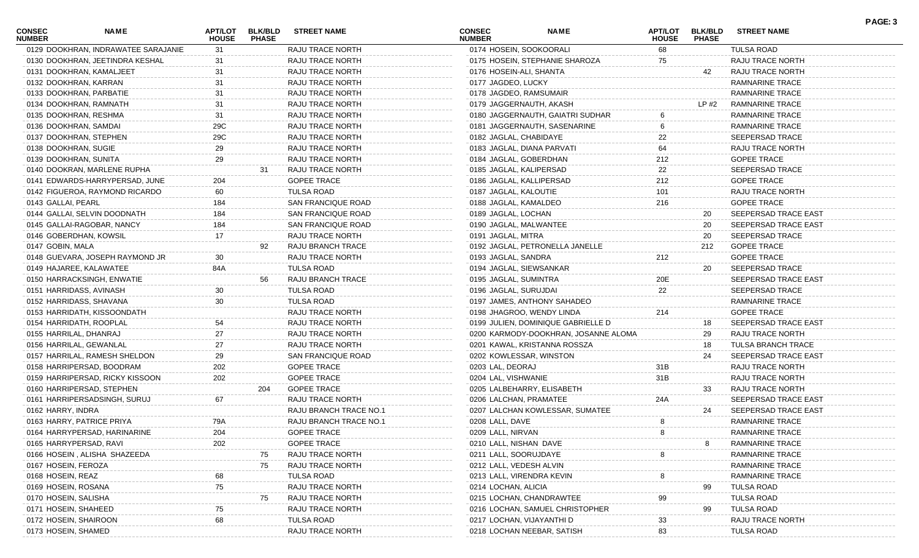| CONSEC NUMBER | NAME | APT/LOT HOUSE | BLK/BLD PHASE | STREET NAME |
|---|---|---|---|---|
| 0129 | DOOKHRAN, INDRAWATEE SARAJANIE | 31 | | RAJU TRACE NORTH |
| 0130 | DOOKHRAN, JEETINDRA KESHAL | 31 | | RAJU TRACE NORTH |
| 0131 | DOOKHRAN, KAMALJEET | 31 | | RAJU TRACE NORTH |
| 0132 | DOOKHRAN, KARRAN | 31 | | RAJU TRACE NORTH |
| 0133 | DOOKHRAN, PARBATIE | 31 | | RAJU TRACE NORTH |
| 0134 | DOOKHRAN, RAMNATH | 31 | | RAJU TRACE NORTH |
| 0135 | DOOKHRAN, RESHMA | 31 | | RAJU TRACE NORTH |
| 0136 | DOOKHRAN, SAMDAI | 29C | | RAJU TRACE NORTH |
| 0137 | DOOKHRAN, STEPHEN | 29C | | RAJU TRACE NORTH |
| 0138 | DOOKHRAN, SUGIE | 29 | | RAJU TRACE NORTH |
| 0139 | DOOKHRAN, SUNITA | 29 | | RAJU TRACE NORTH |
| 0140 | DOOKRAN, MARLENE RUPHA | | 31 | RAJU TRACE NORTH |
| 0141 | EDWARDS-HARRYPERSAD, JUNE | 204 | | GOPEE TRACE |
| 0142 | FIGUEROA, RAYMOND RICARDO | 60 | | TULSA ROAD |
| 0143 | GALLAI, PEARL | 184 | | SAN FRANCIQUE ROAD |
| 0144 | GALLAI, SELVIN DOODNATH | 184 | | SAN FRANCIQUE ROAD |
| 0145 | GALLAI-RAGOBAR, NANCY | 184 | | SAN FRANCIQUE ROAD |
| 0146 | GOBERDHAN, KOWSIL | 17 | | RAJU TRACE NORTH |
| 0147 | GOBIN, MALA | | 92 | RAJU BRANCH TRACE |
| 0148 | GUEVARA, JOSEPH RAYMOND JR | 30 | | RAJU TRACE NORTH |
| 0149 | HAJAREE, KALAWATEE | 84A | | TULSA ROAD |
| 0150 | HARRACKSINGH, ENWATIE | | 56 | RAJU BRANCH TRACE |
| 0151 | HARRIDASS, AVINASH | 30 | | TULSA ROAD |
| 0152 | HARRIDASS, SHAVANA | 30 | | TULSA ROAD |
| 0153 | HARRIDATH, KISSOONDATH | | | RAJU TRACE NORTH |
| 0154 | HARRIDATH, ROOPLAL | 54 | | RAJU TRACE NORTH |
| 0155 | HARRILAL, DHANRAJ | 27 | | RAJU TRACE NORTH |
| 0156 | HARRILAL, GEWANLAL | 27 | | RAJU TRACE NORTH |
| 0157 | HARRILAL, RAMESH SHELDON | 29 | | SAN FRANCIQUE ROAD |
| 0158 | HARRIPERSAD, BOODRAM | 202 | | GOPEE TRACE |
| 0159 | HARRIPERSAD, RICKY KISSOON | 202 | | GOPEE TRACE |
| 0160 | HARRIPERSAD, STEPHEN | | 204 | GOPEE TRACE |
| 0161 | HARRIPERSADSINGH, SURUJ | 67 | | RAJU TRACE NORTH |
| 0162 | HARRY, INDRA | | | RAJU BRANCH TRACE NO.1 |
| 0163 | HARRY, PATRICE PRIYA | 79A | | RAJU BRANCH TRACE NO.1 |
| 0164 | HARRYPERSAD, HARINARINE | 204 | | GOPEE TRACE |
| 0165 | HARRYPERSAD, RAVI | 202 | | GOPEE TRACE |
| 0166 | HOSEIN , ALISHA SHAZEEDA | | 75 | RAJU TRACE NORTH |
| 0167 | HOSEIN, FEROZA | | 75 | RAJU TRACE NORTH |
| 0168 | HOSEIN, REAZ | 68 | | TULSA ROAD |
| 0169 | HOSEIN, ROSANA | 75 | | RAJU TRACE NORTH |
| 0170 | HOSEIN, SALISHA | | 75 | RAJU TRACE NORTH |
| 0171 | HOSEIN, SHAHEED | 75 | | RAJU TRACE NORTH |
| 0172 | HOSEIN, SHAIROON | 68 | | TULSA ROAD |
| 0173 | HOSEIN, SHAMED | | | RAJU TRACE NORTH |
| 0174 | HOSEIN, SOOKOORALI | 68 | | TULSA ROAD |
| 0175 | HOSEIN, STEPHANIE SHAROZA | 75 | | RAJU TRACE NORTH |
| 0176 | HOSEIN-ALI, SHANTA | | 42 | RAJU TRACE NORTH |
| 0177 | JAGDEO, LUCKY | | | RAMNARINE TRACE |
| 0178 | JAGDEO, RAMSUMAIR | | | RAMNARINE TRACE |
| 0179 | JAGGERNAUTH, AKASH | | LP #2 | RAMNARINE TRACE |
| 0180 | JAGGERNAUTH, GAIATRI SUDHAR | 6 | | RAMNARINE TRACE |
| 0181 | JAGGERNAUTH, SASENARINE | 6 | | RAMNARINE TRACE |
| 0182 | JAGLAL, CHABIDAYE | 22 | | SEEPERSAD TRACE |
| 0183 | JAGLAL, DIANA PARVATI | 64 | | RAJU TRACE NORTH |
| 0184 | JAGLAL, GOBERDHAN | 212 | | GOPEE TRACE |
| 0185 | JAGLAL, KALIPERSAD | 22 | | SEEPERSAD TRACE |
| 0186 | JAGLAL, KALLIPERSAD | 212 | | GOPEE TRACE |
| 0187 | JAGLAL, KALOUTIE | 101 | | RAJU TRACE NORTH |
| 0188 | JAGLAL, KAMALDEO | 216 | | GOPEE TRACE |
| 0189 | JAGLAL, LOCHAN | | 20 | SEEPERSAD TRACE EAST |
| 0190 | JAGLAL, MALWANTEE | | 20 | SEEPERSAD TRACE EAST |
| 0191 | JAGLAL, MITRA | | 20 | SEEPERSAD TRACE |
| 0192 | JAGLAL, PETRONELLA JANELLE | | 212 | GOPEE TRACE |
| 0193 | JAGLAL, SANDRA | 212 | | GOPEE TRACE |
| 0194 | JAGLAL, SIEWSANKAR | | 20 | SEEPERSAD TRACE |
| 0195 | JAGLAL, SUMINTRA | 20E | | SEEPERSAD TRACE EAST |
| 0196 | JAGLAL, SURUJDAI | 22 | | SEEPERSAD TRACE |
| 0197 | JAMES, ANTHONY SAHADEO | | | RAMNARINE TRACE |
| 0198 | JHAGROO, WENDY LINDA | 214 | | GOPEE TRACE |
| 0199 | JULIEN, DOMINIQUE GABRIELLE D | | 18 | SEEPERSAD TRACE EAST |
| 0200 | KARMODY-DOOKHRAN, JOSANNE ALOMA | | 29 | RAJU TRACE NORTH |
| 0201 | KAWAL, KRISTANNA ROSSZA | | 18 | TULSA BRANCH TRACE |
| 0202 | KOWLESSAR, WINSTON | | 24 | SEEPERSAD TRACE EAST |
| 0203 | LAL, DEORAJ | 31B | | RAJU TRACE NORTH |
| 0204 | LAL, VISHWANIE | 31B | | RAJU TRACE NORTH |
| 0205 | LALBEHARRY, ELISABETH | | 33 | RAJU TRACE NORTH |
| 0206 | LALCHAN, PRAMATEE | 24A | | SEEPERSAD TRACE EAST |
| 0207 | LALCHAN KOWLESSAR, SUMATEE | | 24 | SEEPERSAD TRACE EAST |
| 0208 | LALL, DAVE | 8 | | RAMNARINE TRACE |
| 0209 | LALL, NIRVAN | 8 | | RAMNARINE TRACE |
| 0210 | LALL, NISHAN DAVE | | 8 | RAMNARINE TRACE |
| 0211 | LALL, SOORUJDAYE | 8 | | RAMNARINE TRACE |
| 0212 | LALL, VEDESH ALVIN | | | RAMNARINE TRACE |
| 0213 | LALL, VIRENDRA KEVIN | 8 | | RAMNARINE TRACE |
| 0214 | LOCHAN, ALICIA | | 99 | TULSA ROAD |
| 0215 | LOCHAN, CHANDRAWTEE | 99 | | TULSA ROAD |
| 0216 | LOCHAN, SAMUEL CHRISTOPHER | | 99 | TULSA ROAD |
| 0217 | LOCHAN, VIJAYANTHI D | 33 | | RAJU TRACE NORTH |
| 0218 | LOCHAN NEEBAR, SATISH | 83 | | TULSA ROAD |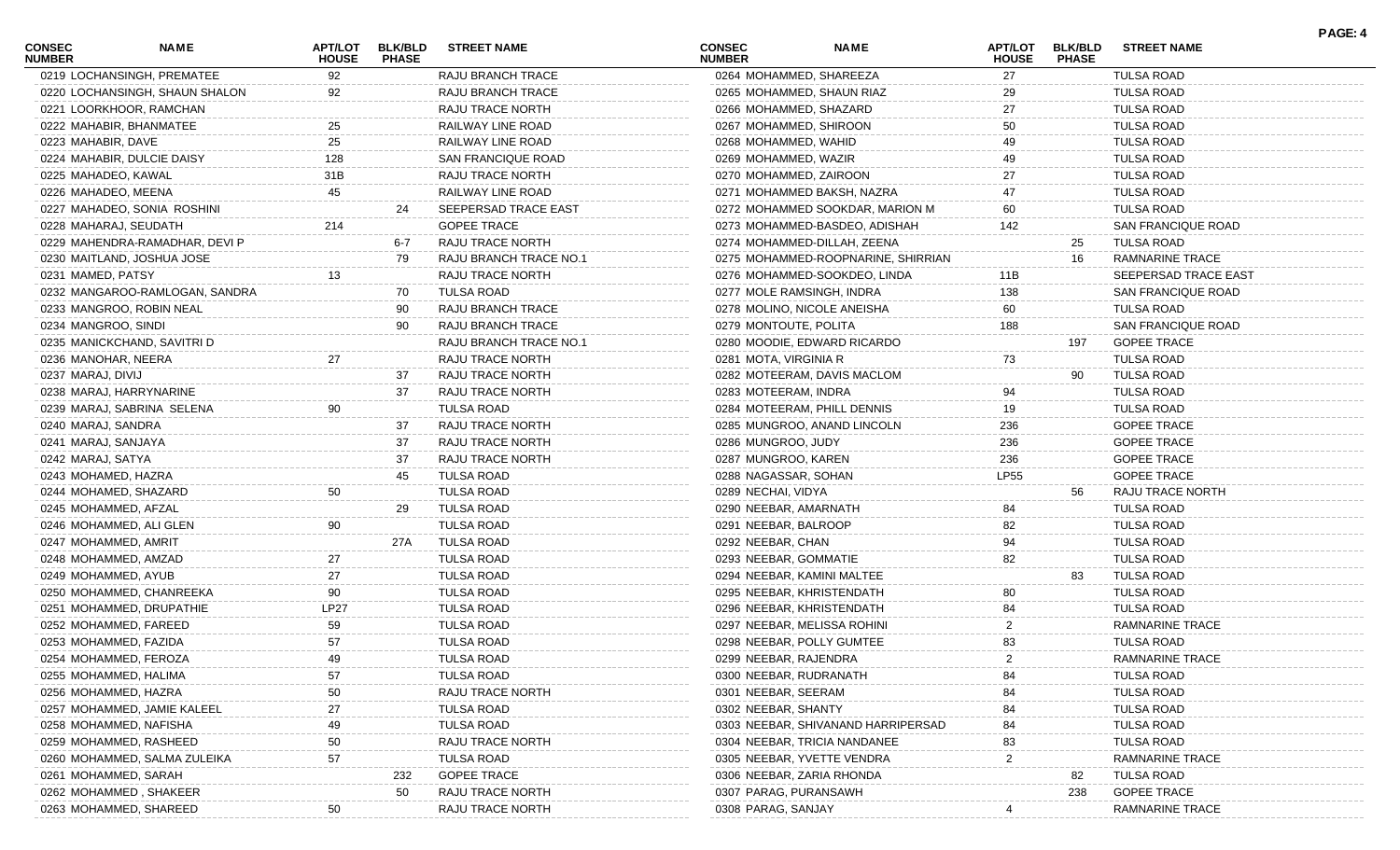| CONSEC NUMBER | NAME | APT/LOT HOUSE | BLK/BLD PHASE | STREET NAME |
|---|---|---|---|---|
| 0219 | LOCHANSINGH, PREMATEE | 92 | | RAJU BRANCH TRACE |
| 0220 | LOCHANSINGH, SHAUN SHALON | 92 | | RAJU BRANCH TRACE |
| 0221 | LOORKHOOR, RAMCHAN | | | RAJU TRACE NORTH |
| 0222 | MAHABIR, BHANMATEE | 25 | | RAILWAY LINE ROAD |
| 0223 | MAHABIR, DAVE | 25 | | RAILWAY LINE ROAD |
| 0224 | MAHABIR, DULCIE DAISY | 128 | | SAN FRANCIQUE ROAD |
| 0225 | MAHADEO, KAWAL | 31B | | RAJU TRACE NORTH |
| 0226 | MAHADEO, MEENA | 45 | | RAILWAY LINE ROAD |
| 0227 | MAHADEO, SONIA ROSHINI | | 24 | SEEPERSAD TRACE EAST |
| 0228 | MAHARAJ, SEUDATH | 214 | | GOPEE TRACE |
| 0229 | MAHENDRA-RAMADHAR, DEVI P | | 6-7 | RAJU TRACE NORTH |
| 0230 | MAITLAND, JOSHUA JOSE | | 79 | RAJU BRANCH TRACE NO.1 |
| 0231 | MAMED, PATSY | 13 | | RAJU TRACE NORTH |
| 0232 | MANGAROO-RAMLOGAN, SANDRA | | 70 | TULSA ROAD |
| 0233 | MANGROO, ROBIN NEAL | | 90 | RAJU BRANCH TRACE |
| 0234 | MANGROO, SINDI | | 90 | RAJU BRANCH TRACE |
| 0235 | MANICKCHAND, SAVITRI D | | | RAJU BRANCH TRACE NO.1 |
| 0236 | MANOHAR, NEERA | 27 | | RAJU TRACE NORTH |
| 0237 | MARAJ, DIVIJ | | 37 | RAJU TRACE NORTH |
| 0238 | MARAJ, HARRYNARINE | | 37 | RAJU TRACE NORTH |
| 0239 | MARAJ, SABRINA SELENA | 90 | | TULSA ROAD |
| 0240 | MARAJ, SANDRA | | 37 | RAJU TRACE NORTH |
| 0241 | MARAJ, SANJAYA | | 37 | RAJU TRACE NORTH |
| 0242 | MARAJ, SATYA | | 37 | RAJU TRACE NORTH |
| 0243 | MOHAMED, HAZRA | | 45 | TULSA ROAD |
| 0244 | MOHAMED, SHAZARD | 50 | | TULSA ROAD |
| 0245 | MOHAMMED, AFZAL | | 29 | TULSA ROAD |
| 0246 | MOHAMMED, ALI GLEN | 90 | | TULSA ROAD |
| 0247 | MOHAMMED, AMRIT | | 27A | TULSA ROAD |
| 0248 | MOHAMMED, AMZAD | 27 | | TULSA ROAD |
| 0249 | MOHAMMED, AYUB | 27 | | TULSA ROAD |
| 0250 | MOHAMMED, CHANREEKA | 90 | | TULSA ROAD |
| 0251 | MOHAMMED, DRUPATHIE | LP27 | | TULSA ROAD |
| 0252 | MOHAMMED, FAREED | 59 | | TULSA ROAD |
| 0253 | MOHAMMED, FAZIDA | 57 | | TULSA ROAD |
| 0254 | MOHAMMED, FEROZA | 49 | | TULSA ROAD |
| 0255 | MOHAMMED, HALIMA | 57 | | TULSA ROAD |
| 0256 | MOHAMMED, HAZRA | 50 | | RAJU TRACE NORTH |
| 0257 | MOHAMMED, JAMIE KALEEL | 27 | | TULSA ROAD |
| 0258 | MOHAMMED, NAFISHA | 49 | | TULSA ROAD |
| 0259 | MOHAMMED, RASHEED | 50 | | RAJU TRACE NORTH |
| 0260 | MOHAMMED, SALMA ZULEIKA | 57 | | TULSA ROAD |
| 0261 | MOHAMMED, SARAH | | 232 | GOPEE TRACE |
| 0262 | MOHAMMED , SHAKEER | | 50 | RAJU TRACE NORTH |
| 0263 | MOHAMMED, SHAREED | 50 | | RAJU TRACE NORTH |
| 0264 | MOHAMMED, SHAREEZA | 27 | | TULSA ROAD |
| 0265 | MOHAMMED, SHAUN RIAZ | 29 | | TULSA ROAD |
| 0266 | MOHAMMED, SHAZARD | 27 | | TULSA ROAD |
| 0267 | MOHAMMED, SHIROON | 50 | | TULSA ROAD |
| 0268 | MOHAMMED, WAHID | 49 | | TULSA ROAD |
| 0269 | MOHAMMED, WAZIR | 49 | | TULSA ROAD |
| 0270 | MOHAMMED, ZAIROON | 27 | | TULSA ROAD |
| 0271 | MOHAMMED BAKSH, NAZRA | 47 | | TULSA ROAD |
| 0272 | MOHAMMED SOOKDAR, MARION M | 60 | | TULSA ROAD |
| 0273 | MOHAMMED-BASDEO, ADISHAH | 142 | | SAN FRANCIQUE ROAD |
| 0274 | MOHAMMED-DILLAH, ZEENA | | 25 | TULSA ROAD |
| 0275 | MOHAMMED-ROOPNARINE, SHIRRIAN | | 16 | RAMNARINE TRACE |
| 0276 | MOHAMMED-SOOKDEO, LINDA | 11B | | SEEPERSAD TRACE EAST |
| 0277 | MOLE RAMSINGH, INDRA | 138 | | SAN FRANCIQUE ROAD |
| 0278 | MOLINO, NICOLE ANEISHA | 60 | | TULSA ROAD |
| 0279 | MONTOUTE, POLITA | 188 | | SAN FRANCIQUE ROAD |
| 0280 | MOODIE, EDWARD RICARDO | | 197 | GOPEE TRACE |
| 0281 | MOTA, VIRGINIA R | 73 | | TULSA ROAD |
| 0282 | MOTEERAM, DAVIS MACLOM | | 90 | TULSA ROAD |
| 0283 | MOTEERAM, INDRA | 94 | | TULSA ROAD |
| 0284 | MOTEERAM, PHILL DENNIS | 19 | | TULSA ROAD |
| 0285 | MUNGROO, ANAND LINCOLN | 236 | | GOPEE TRACE |
| 0286 | MUNGROO, JUDY | 236 | | GOPEE TRACE |
| 0287 | MUNGROO, KAREN | 236 | | GOPEE TRACE |
| 0288 | NAGASSAR, SOHAN | LP55 | | GOPEE TRACE |
| 0289 | NECHAI, VIDYA | | 56 | RAJU TRACE NORTH |
| 0290 | NEEBAR, AMARNATH | 84 | | TULSA ROAD |
| 0291 | NEEBAR, BALROOP | 82 | | TULSA ROAD |
| 0292 | NEEBAR, CHAN | 94 | | TULSA ROAD |
| 0293 | NEEBAR, GOMMATIE | 82 | | TULSA ROAD |
| 0294 | NEEBAR, KAMINI MALTEE | | 83 | TULSA ROAD |
| 0295 | NEEBAR, KHRISTENDATH | 80 | | TULSA ROAD |
| 0296 | NEEBAR, KHRISTENDATH | 84 | | TULSA ROAD |
| 0297 | NEEBAR, MELISSA ROHINI | 2 | | RAMNARINE TRACE |
| 0298 | NEEBAR, POLLY GUMTEE | 83 | | TULSA ROAD |
| 0299 | NEEBAR, RAJENDRA | 2 | | RAMNARINE TRACE |
| 0300 | NEEBAR, RUDRANATH | 84 | | TULSA ROAD |
| 0301 | NEEBAR, SEERAM | 84 | | TULSA ROAD |
| 0302 | NEEBAR, SHANTY | 84 | | TULSA ROAD |
| 0303 | NEEBAR, SHIVANAND HARRIPERSAD | 84 | | TULSA ROAD |
| 0304 | NEEBAR, TRICIA NANDANEE | 83 | | TULSA ROAD |
| 0305 | NEEBAR, YVETTE VENDRA | 2 | | RAMNARINE TRACE |
| 0306 | NEEBAR, ZARIA RHONDA | | 82 | TULSA ROAD |
| 0307 | PARAG, PURANSAWH | | 238 | GOPEE TRACE |
| 0308 | PARAG, SANJAY | 4 | | RAMNARINE TRACE |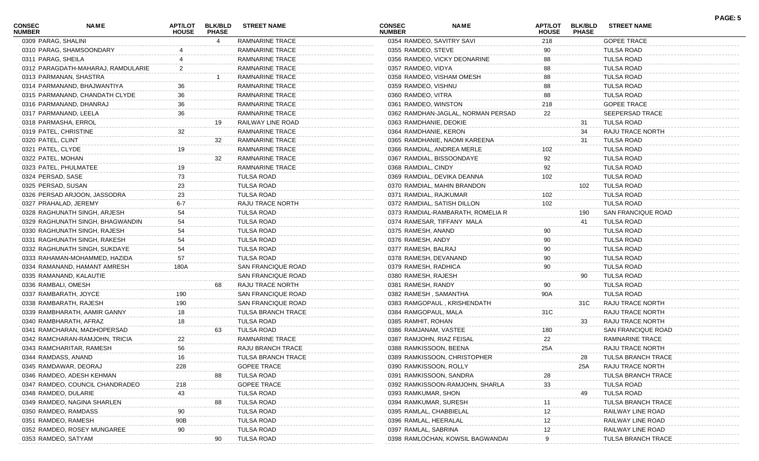| CONSEC NUMBER | NAME | APT/LOT HOUSE | BLK/BLD PHASE | STREET NAME |
|---|---|---|---|---|
| 0309 | PARAG, SHALINI | | 4 | RAMNARINE TRACE |
| 0310 | PARAG, SHAMSOONDARY | 4 | | RAMNARINE TRACE |
| 0311 | PARAG, SHEILA | 4 | | RAMNARINE TRACE |
| 0312 | PARAGDATH-MAHARAJ, RAMDULARIE | 2 | | RAMNARINE TRACE |
| 0313 | PARMANAN, SHASTRA | | 1 | RAMNARINE TRACE |
| 0314 | PARMANAND, BHAJWANTIYA | 36 | | RAMNARINE TRACE |
| 0315 | PARMANAND, CHANDATH CLYDE | 36 | | RAMNARINE TRACE |
| 0316 | PARMANAND, DHANRAJ | 36 | | RAMNARINE TRACE |
| 0317 | PARMANAND, LEELA | 36 | | RAMNARINE TRACE |
| 0318 | PARMASHA, ERROL | | 19 | RAILWAY LINE ROAD |
| 0319 | PATEL, CHRISTINE | 32 | | RAMNARINE TRACE |
| 0320 | PATEL, CLINT | | 32 | RAMNARINE TRACE |
| 0321 | PATEL, CLYDE | 19 | | RAMNARINE TRACE |
| 0322 | PATEL, MOHAN | | 32 | RAMNARINE TRACE |
| 0323 | PATEL, PHULMATEE | 19 | | RAMNARINE TRACE |
| 0324 | PERSAD, SASE | 73 | | TULSA ROAD |
| 0325 | PERSAD, SUSAN | 23 | | TULSA ROAD |
| 0326 | PERSAD ARJOON, JASSODRA | 23 | | TULSA ROAD |
| 0327 | PRAHALAD, JEREMY | 6-7 | | RAJU TRACE NORTH |
| 0328 | RAGHUNATH SINGH, ARJESH | 54 | | TULSA ROAD |
| 0329 | RAGHUNATH SINGH, BHAGWANDIN | 54 | | TULSA ROAD |
| 0330 | RAGHUNATH SINGH, RAJESH | 54 | | TULSA ROAD |
| 0331 | RAGHUNATH SINGH, RAKESH | 54 | | TULSA ROAD |
| 0332 | RAGHUNATH SINGH, SUKDAYE | 54 | | TULSA ROAD |
| 0333 | RAHAMAN-MOHAMMED, HAZIDA | 57 | | TULSA ROAD |
| 0334 | RAMANAND, HAMANT AMRESH | 180A | | SAN FRANCIQUE ROAD |
| 0335 | RAMANAND, KALAUTIE | | | SAN FRANCIQUE ROAD |
| 0336 | RAMBALI, OMESH | | 68 | RAJU TRACE NORTH |
| 0337 | RAMBARATH, JOYCE | 190 | | SAN FRANCIQUE ROAD |
| 0338 | RAMBARATH, RAJESH | 190 | | SAN FRANCIQUE ROAD |
| 0339 | RAMBHARATH, AAMIR GANNY | 18 | | TULSA BRANCH TRACE |
| 0340 | RAMBHARATH, AFRAZ | 18 | | TULSA ROAD |
| 0341 | RAMCHARAN, MADHOPERSAD | | 63 | TULSA ROAD |
| 0342 | RAMCHARAN-RAMJOHN, TRICIA | 22 | | RAMNARINE TRACE |
| 0343 | RAMCHARITAR, RAMESH | 56 | | RAJU BRANCH TRACE |
| 0344 | RAMDASS, ANAND | 16 | | TULSA BRANCH TRACE |
| 0345 | RAMDAWAR, DEORAJ | 228 | | GOPEE TRACE |
| 0346 | RAMDEO, ADESH KEHMAN | | 88 | TULSA ROAD |
| 0347 | RAMDEO, COUNCIL CHANDRADEO | 218 | | GOPEE TRACE |
| 0348 | RAMDEO, DULARIE | 43 | | TULSA ROAD |
| 0349 | RAMDEO, NAGINA SHARLEN | | 88 | TULSA ROAD |
| 0350 | RAMDEO, RAMDASS | 90 | | TULSA ROAD |
| 0351 | RAMDEO, RAMESH | 90B | | TULSA ROAD |
| 0352 | RAMDEO, ROSEY MUNGAREE | 90 | | TULSA ROAD |
| 0353 | RAMDEO, SATYAM | | 90 | TULSA ROAD |
| 0354 | RAMDEO, SAVITRY SAVI | 218 | | GOPEE TRACE |
| 0355 | RAMDEO, STEVE | 90 | | TULSA ROAD |
| 0356 | RAMDEO, VICKY DEONARINE | 88 | | TULSA ROAD |
| 0357 | RAMDEO, VIDYA | 88 | | TULSA ROAD |
| 0358 | RAMDEO, VISHAM OMESH | 88 | | TULSA ROAD |
| 0359 | RAMDEO, VISHNU | 88 | | TULSA ROAD |
| 0360 | RAMDEO, VITRA | 88 | | TULSA ROAD |
| 0361 | RAMDEO, WINSTON | 218 | | GOPEE TRACE |
| 0362 | RAMDHAN-JAGLAL, NORMAN PERSAD | 22 | | SEEPERSAD TRACE |
| 0363 | RAMDHANIE, DEOKIE | | 31 | TULSA ROAD |
| 0364 | RAMDHANIE, KERON | | 34 | RAJU TRACE NORTH |
| 0365 | RAMDHANIE, NAOMI KAREENA | | 31 | TULSA ROAD |
| 0366 | RAMDIAL, ANDREA MERLE | 102 | | TULSA ROAD |
| 0367 | RAMDIAL, BISSOONDAYE | 92 | | TULSA ROAD |
| 0368 | RAMDIAL, CINDY | 92 | | TULSA ROAD |
| 0369 | RAMDIAL, DEVIKA DEANNA | 102 | | TULSA ROAD |
| 0370 | RAMDIAL, MAHIN BRANDON | | 102 | TULSA ROAD |
| 0371 | RAMDIAL, RAJKUMAR | 102 | | TULSA ROAD |
| 0372 | RAMDIAL, SATISH DILLON | 102 | | TULSA ROAD |
| 0373 | RAMDIAL-RAMBARATH, ROMELIA R | | 190 | SAN FRANCIQUE ROAD |
| 0374 | RAMESAR, TIFFANY MALA | | 41 | TULSA ROAD |
| 0375 | RAMESH, ANAND | 90 | | TULSA ROAD |
| 0376 | RAMESH, ANDY | 90 | | TULSA ROAD |
| 0377 | RAMESH, BALRAJ | 90 | | TULSA ROAD |
| 0378 | RAMESH, DEVANAND | 90 | | TULSA ROAD |
| 0379 | RAMESH, RADHICA | 90 | | TULSA ROAD |
| 0380 | RAMESH, RAJESH | | 90 | TULSA ROAD |
| 0381 | RAMESH, RANDY | 90 | | TULSA ROAD |
| 0382 | RAMESH , SAMANTHA | 90A | | TULSA ROAD |
| 0383 | RAMGOPAUL , KRISHENDATH | | 31C | RAJU TRACE NORTH |
| 0384 | RAMGOPAUL, MALA | 31C | | RAJU TRACE NORTH |
| 0385 | RAMHIT, ROHAN | | 33 | RAJU TRACE NORTH |
| 0386 | RAMJANAM, VASTEE | 180 | | SAN FRANCIQUE ROAD |
| 0387 | RAMJOHN, RIAZ FEISAL | 22 | | RAMNARINE TRACE |
| 0388 | RAMKISSOON, BEENA | 25A | | RAJU TRACE NORTH |
| 0389 | RAMKISSOON, CHRISTOPHER | | 28 | TULSA BRANCH TRACE |
| 0390 | RAMKISSOON, ROLLY | | 25A | RAJU TRACE NORTH |
| 0391 | RAMKISSOON, SANDRA | 28 | | TULSA BRANCH TRACE |
| 0392 | RAMKISSOON-RAMJOHN, SHARLA | 33 | | TULSA ROAD |
| 0393 | RAMKUMAR, SHON | | 49 | TULSA ROAD |
| 0394 | RAMKUMAR, SURESH | 11 | | TULSA BRANCH TRACE |
| 0395 | RAMLAL, CHABBIELAL | 12 | | RAILWAY LINE ROAD |
| 0396 | RAMLAL, HEERALAL | 12 | | RAILWAY LINE ROAD |
| 0397 | RAMLAL, SABRINA | 12 | | RAILWAY LINE ROAD |
| 0398 | RAMLOCHAN, KOWSIL BAGWANDAI | 9 | | TULSA BRANCH TRACE |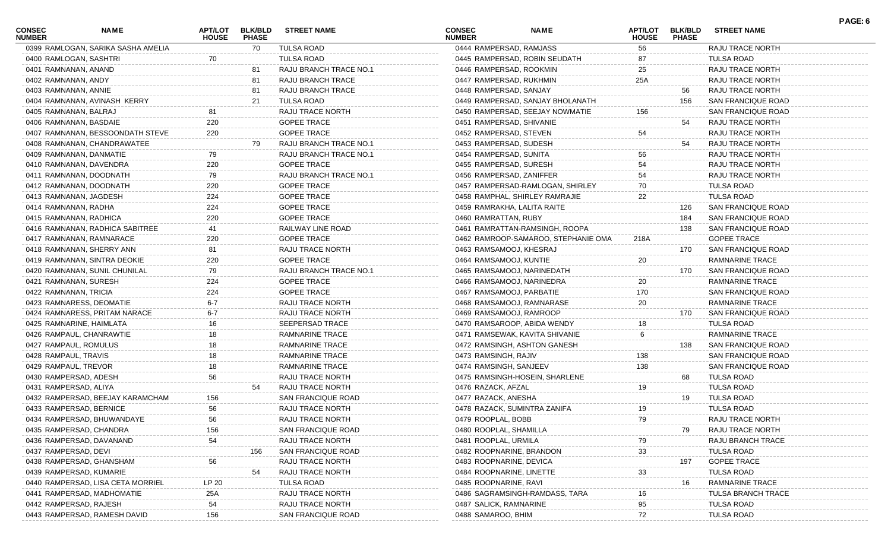| CONSEC NUMBER | NAME | APT/LOT HOUSE | BLK/BLD PHASE | STREET NAME |
|---|---|---|---|---|
| 0399 | RAMLOGAN, SARIKA SASHA AMELIA | | 70 | TULSA ROAD |
| 0400 | RAMLOGAN, SASHTRI | 70 | | TULSA ROAD |
| 0401 | RAMNANAN, ANAND | | 81 | RAJU BRANCH TRACE NO.1 |
| 0402 | RAMNANAN, ANDY | | 81 | RAJU BRANCH TRACE |
| 0403 | RAMNANAN, ANNIE | | 81 | RAJU BRANCH TRACE |
| 0404 | RAMNANAN, AVINASH KERRY | | 21 | TULSA ROAD |
| 0405 | RAMNANAN, BALRAJ | 81 | | RAJU TRACE NORTH |
| 0406 | RAMNANAN, BASDAIE | 220 | | GOPEE TRACE |
| 0407 | RAMNANAN, BESSOONDATH STEVE | 220 | | GOPEE TRACE |
| 0408 | RAMNANAN, CHANDRAWATEE | | 79 | RAJU BRANCH TRACE NO.1 |
| 0409 | RAMNANAN, DANMATIE | 79 | | RAJU BRANCH TRACE NO.1 |
| 0410 | RAMNANAN, DAVENDRA | 220 | | GOPEE TRACE |
| 0411 | RAMNANAN, DOODNATH | 79 | | RAJU BRANCH TRACE NO.1 |
| 0412 | RAMNANAN, DOODNATH | 220 | | GOPEE TRACE |
| 0413 | RAMNANAN, JAGDESH | 224 | | GOPEE TRACE |
| 0414 | RAMNANAN, RADHA | 224 | | GOPEE TRACE |
| 0415 | RAMNANAN, RADHICA | 220 | | GOPEE TRACE |
| 0416 | RAMNANAN, RADHICA SABITREE | 41 | | RAILWAY LINE ROAD |
| 0417 | RAMNANAN, RAMNARACE | 220 | | GOPEE TRACE |
| 0418 | RAMNANAN, SHERRY ANN | 81 | | RAJU TRACE NORTH |
| 0419 | RAMNANAN, SINTRA DEOKIE | 220 | | GOPEE TRACE |
| 0420 | RAMNANAN, SUNIL CHUNILAL | 79 | | RAJU BRANCH TRACE NO.1 |
| 0421 | RAMNANAN, SURESH | 224 | | GOPEE TRACE |
| 0422 | RAMNANAN, TRICIA | 224 | | GOPEE TRACE |
| 0423 | RAMNARESS, DEOMATIE | 6-7 | | RAJU TRACE NORTH |
| 0424 | RAMNARESS, PRITAM NARACE | 6-7 | | RAJU TRACE NORTH |
| 0425 | RAMNARINE, HAIMLATA | 16 | | SEEPERSAD TRACE |
| 0426 | RAMPAUL, CHANRAWTIE | 18 | | RAMNARINE TRACE |
| 0427 | RAMPAUL, ROMULUS | 18 | | RAMNARINE TRACE |
| 0428 | RAMPAUL, TRAVIS | 18 | | RAMNARINE TRACE |
| 0429 | RAMPAUL, TREVOR | 18 | | RAMNARINE TRACE |
| 0430 | RAMPERSAD, ADESH | 56 | | RAJU TRACE NORTH |
| 0431 | RAMPERSAD, ALIYA | | 54 | RAJU TRACE NORTH |
| 0432 | RAMPERSAD, BEEJAY KARAMCHAM | 156 | | SAN FRANCIQUE ROAD |
| 0433 | RAMPERSAD, BERNICE | 56 | | RAJU TRACE NORTH |
| 0434 | RAMPERSAD, BHUWANDAYE | 56 | | RAJU TRACE NORTH |
| 0435 | RAMPERSAD, CHANDRA | 156 | | SAN FRANCIQUE ROAD |
| 0436 | RAMPERSAD, DAVANAND | 54 | | RAJU TRACE NORTH |
| 0437 | RAMPERSAD, DEVI | | 156 | SAN FRANCIQUE ROAD |
| 0438 | RAMPERSAD, GHANSHAM | 56 | | RAJU TRACE NORTH |
| 0439 | RAMPERSAD, KUMARIE | | 54 | RAJU TRACE NORTH |
| 0440 | RAMPERSAD, LISA CETA MORRIEL | LP 20 | | TULSA ROAD |
| 0441 | RAMPERSAD, MADHOMATIE | 25A | | RAJU TRACE NORTH |
| 0442 | RAMPERSAD, RAJESH | 54 | | RAJU TRACE NORTH |
| 0443 | RAMPERSAD, RAMESH DAVID | 156 | | SAN FRANCIQUE ROAD |
| 0444 | RAMPERSAD, RAMJASS | 56 | | RAJU TRACE NORTH |
| 0445 | RAMPERSAD, ROBIN SEUDATH | 87 | | TULSA ROAD |
| 0446 | RAMPERSAD, ROOKMIN | 25 | | RAJU TRACE NORTH |
| 0447 | RAMPERSAD, RUKHMIN | 25A | | RAJU TRACE NORTH |
| 0448 | RAMPERSAD, SANJAY | | 56 | RAJU TRACE NORTH |
| 0449 | RAMPERSAD, SANJAY BHOLANATH | | 156 | SAN FRANCIQUE ROAD |
| 0450 | RAMPERSAD, SEEJAY NOWMATIE | 156 | | SAN FRANCIQUE ROAD |
| 0451 | RAMPERSAD, SHIVANIE | | 54 | RAJU TRACE NORTH |
| 0452 | RAMPERSAD, STEVEN | 54 | | RAJU TRACE NORTH |
| 0453 | RAMPERSAD, SUDESH | | 54 | RAJU TRACE NORTH |
| 0454 | RAMPERSAD, SUNITA | 56 | | RAJU TRACE NORTH |
| 0455 | RAMPERSAD, SURESH | 54 | | RAJU TRACE NORTH |
| 0456 | RAMPERSAD, ZANIFFER | 54 | | RAJU TRACE NORTH |
| 0457 | RAMPERSAD-RAMLOGAN, SHIRLEY | 70 | | TULSA ROAD |
| 0458 | RAMPHAL, SHIRLEY RAMRAJIE | 22 | | TULSA ROAD |
| 0459 | RAMRAKHA, LALITA RAITE | | 126 | SAN FRANCIQUE ROAD |
| 0460 | RAMRATTAN, RUBY | | 184 | SAN FRANCIQUE ROAD |
| 0461 | RAMRATTAN-RAMSINGH, ROOPA | | 138 | SAN FRANCIQUE ROAD |
| 0462 | RAMROOP-SAMAROO, STEPHANIE OMA | 218A | | GOPEE TRACE |
| 0463 | RAMSAMOOJ, KHESRAJ | | 170 | SAN FRANCIQUE ROAD |
| 0464 | RAMSAMOOJ, KUNTIE | 20 | | RAMNARINE TRACE |
| 0465 | RAMSAMOOJ, NARINEDATH | | 170 | SAN FRANCIQUE ROAD |
| 0466 | RAMSAMOOJ, NARINEDRA | 20 | | RAMNARINE TRACE |
| 0467 | RAMSAMOOJ, PARBATIE | 170 | | SAN FRANCIQUE ROAD |
| 0468 | RAMSAMOOJ, RAMNARASE | 20 | | RAMNARINE TRACE |
| 0469 | RAMSAMOOJ, RAMROOP | | 170 | SAN FRANCIQUE ROAD |
| 0470 | RAMSAROOP, ABIDA WENDY | 18 | | TULSA ROAD |
| 0471 | RAMSEWAK, KAVITA SHIVANIE | 6 | | RAMNARINE TRACE |
| 0472 | RAMSINGH, ASHTON GANESH | | 138 | SAN FRANCIQUE ROAD |
| 0473 | RAMSINGH, RAJIV | 138 | | SAN FRANCIQUE ROAD |
| 0474 | RAMSINGH, SANJEEV | 138 | | SAN FRANCIQUE ROAD |
| 0475 | RAMSINGH-HOSEIN, SHARLENE | | 68 | TULSA ROAD |
| 0476 | RAZACK, AFZAL | 19 | | TULSA ROAD |
| 0477 | RAZACK, ANESHA | | 19 | TULSA ROAD |
| 0478 | RAZACK, SUMINTRA ZANIFA | 19 | | TULSA ROAD |
| 0479 | ROOPLAL, BOBB | 79 | | RAJU TRACE NORTH |
| 0480 | ROOPLAL, SHAMILLA | | 79 | RAJU TRACE NORTH |
| 0481 | ROOPLAL, URMILA | 79 | | RAJU BRANCH TRACE |
| 0482 | ROOPNARINE, BRANDON | 33 | | TULSA ROAD |
| 0483 | ROOPNARINE, DEVICA | | 197 | GOPEE TRACE |
| 0484 | ROOPNARINE, LINETTE | 33 | | TULSA ROAD |
| 0485 | ROOPNARINE, RAVI | | 16 | RAMNARINE TRACE |
| 0486 | SAGRAMSINGH-RAMDASS, TARA | 16 | | TULSA BRANCH TRACE |
| 0487 | SALICK, RAMNARINE | 95 | | TULSA ROAD |
| 0488 | SAMAROO, BHIM | 72 | | TULSA ROAD |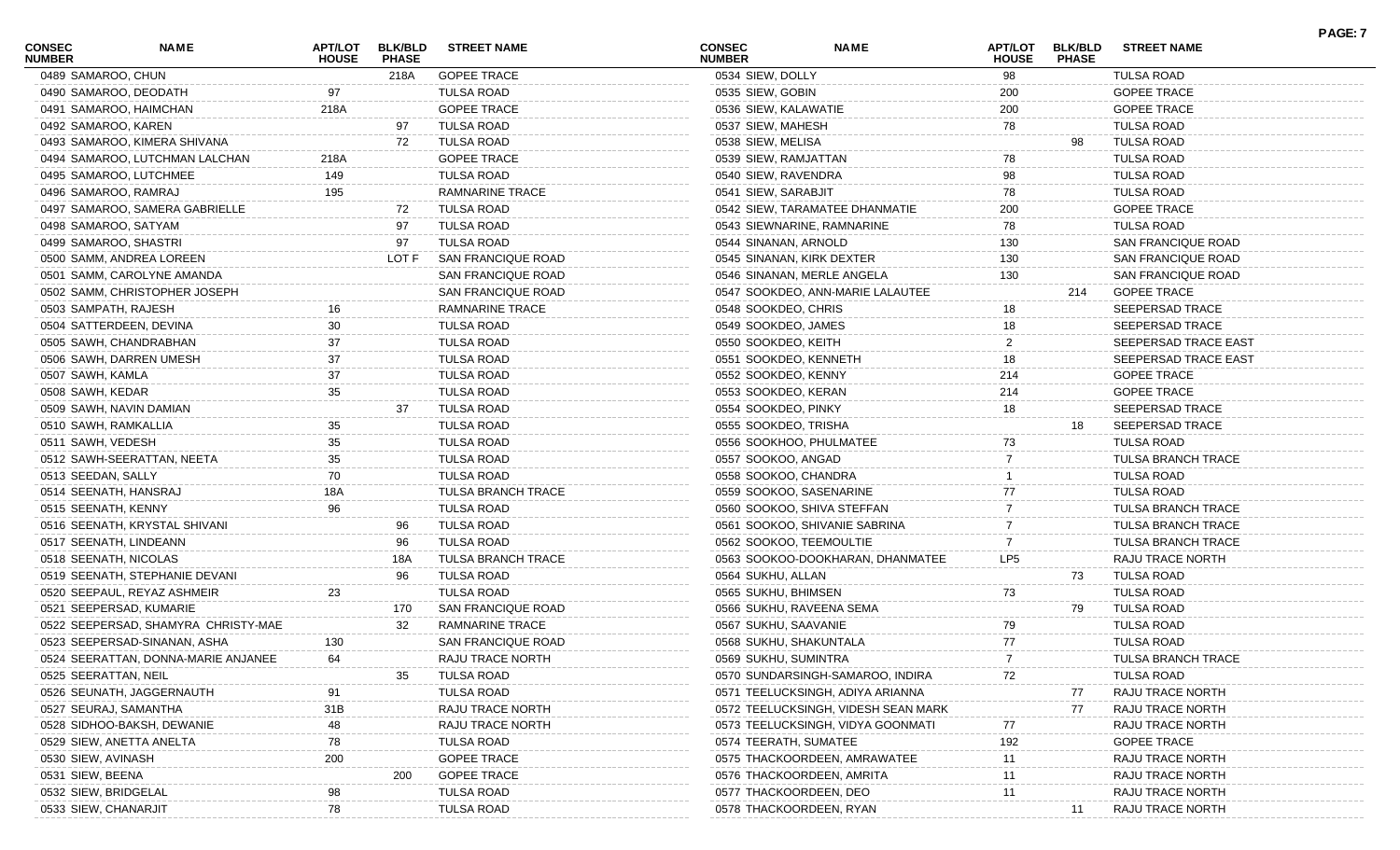| CONSEC NUMBER | NAME | APT/LOT HOUSE | BLK/BLD PHASE | STREET NAME |
|---|---|---|---|---|
| 0489 | SAMAROO, CHUN | | 218A | GOPEE TRACE |
| 0490 | SAMAROO, DEODATH | 97 | | TULSA ROAD |
| 0491 | SAMAROO, HAIMCHAN | 218A | | GOPEE TRACE |
| 0492 | SAMAROO, KAREN | | 97 | TULSA ROAD |
| 0493 | SAMAROO, KIMERA SHIVANA | | 72 | TULSA ROAD |
| 0494 | SAMAROO, LUTCHMAN LALCHAN | 218A | | GOPEE TRACE |
| 0495 | SAMAROO, LUTCHMEE | 149 | | TULSA ROAD |
| 0496 | SAMAROO, RAMRAJ | 195 | | RAMNARINE TRACE |
| 0497 | SAMAROO, SAMERA GABRIELLE | | 72 | TULSA ROAD |
| 0498 | SAMAROO, SATYAM | | 97 | TULSA ROAD |
| 0499 | SAMAROO, SHASTRI | | 97 | TULSA ROAD |
| 0500 | SAMM, ANDREA LOREEN | | LOT F | SAN FRANCIQUE ROAD |
| 0501 | SAMM, CAROLYNE AMANDA | | | SAN FRANCIQUE ROAD |
| 0502 | SAMM, CHRISTOPHER JOSEPH | | | SAN FRANCIQUE ROAD |
| 0503 | SAMPATH, RAJESH | 16 | | RAMNARINE TRACE |
| 0504 | SATTERDEEN, DEVINA | 30 | | TULSA ROAD |
| 0505 | SAWH, CHANDRABHAN | 37 | | TULSA ROAD |
| 0506 | SAWH, DARREN UMESH | 37 | | TULSA ROAD |
| 0507 | SAWH, KAMLA | 37 | | TULSA ROAD |
| 0508 | SAWH, KEDAR | 35 | | TULSA ROAD |
| 0509 | SAWH, NAVIN DAMIAN | | 37 | TULSA ROAD |
| 0510 | SAWH, RAMKALLIA | 35 | | TULSA ROAD |
| 0511 | SAWH, VEDESH | 35 | | TULSA ROAD |
| 0512 | SAWH-SEERATTAN, NEETA | 35 | | TULSA ROAD |
| 0513 | SEEDAN, SALLY | 70 | | TULSA ROAD |
| 0514 | SEENATH, HANSRAJ | 18A | | TULSA BRANCH TRACE |
| 0515 | SEENATH, KENNY | 96 | | TULSA ROAD |
| 0516 | SEENATH, KRYSTAL SHIVANI | | 96 | TULSA ROAD |
| 0517 | SEENATH, LINDEANN | | 96 | TULSA ROAD |
| 0518 | SEENATH, NICOLAS | | 18A | TULSA BRANCH TRACE |
| 0519 | SEENATH, STEPHANIE DEVANI | | 96 | TULSA ROAD |
| 0520 | SEEPAUL, REYAZ ASHMEIR | 23 | | TULSA ROAD |
| 0521 | SEEPERSAD, KUMARIE | | 170 | SAN FRANCIQUE ROAD |
| 0522 | SEEPERSAD, SHAMYRA CHRISTY-MAE | | 32 | RAMNARINE TRACE |
| 0523 | SEEPERSAD-SINANAN, ASHA | 130 | | SAN FRANCIQUE ROAD |
| 0524 | SEERATTAN, DONNA-MARIE ANJANEE | 64 | | RAJU TRACE NORTH |
| 0525 | SEERATTAN, NEIL | | 35 | TULSA ROAD |
| 0526 | SEUNATH, JAGGERNAUTH | 91 | | TULSA ROAD |
| 0527 | SEURAJ, SAMANTHA | 31B | | RAJU TRACE NORTH |
| 0528 | SIDHOO-BAKSH, DEWANIE | 48 | | RAJU TRACE NORTH |
| 0529 | SIEW, ANETTA ANELTA | 78 | | TULSA ROAD |
| 0530 | SIEW, AVINASH | 200 | | GOPEE TRACE |
| 0531 | SIEW, BEENA | | 200 | GOPEE TRACE |
| 0532 | SIEW, BRIDGELAL | 98 | | TULSA ROAD |
| 0533 | SIEW, CHANARJIT | 78 | | TULSA ROAD |
| 0534 | SIEW, DOLLY | 98 | | TULSA ROAD |
| 0535 | SIEW, GOBIN | 200 | | GOPEE TRACE |
| 0536 | SIEW, KALAWATIE | 200 | | GOPEE TRACE |
| 0537 | SIEW, MAHESH | 78 | | TULSA ROAD |
| 0538 | SIEW, MELISA | | 98 | TULSA ROAD |
| 0539 | SIEW, RAMJATTAN | 78 | | TULSA ROAD |
| 0540 | SIEW, RAVENDRA | 98 | | TULSA ROAD |
| 0541 | SIEW, SARABJIT | 78 | | TULSA ROAD |
| 0542 | SIEW, TARAMATEE DHANMATIE | 200 | | GOPEE TRACE |
| 0543 | SIEWNARINE, RAMNARINE | 78 | | TULSA ROAD |
| 0544 | SINANAN, ARNOLD | 130 | | SAN FRANCIQUE ROAD |
| 0545 | SINANAN, KIRK DEXTER | 130 | | SAN FRANCIQUE ROAD |
| 0546 | SINANAN, MERLE ANGELA | 130 | | SAN FRANCIQUE ROAD |
| 0547 | SOOKDEO, ANN-MARIE LALAUTEE | | 214 | GOPEE TRACE |
| 0548 | SOOKDEO, CHRIS | 18 | | SEEPERSAD TRACE |
| 0549 | SOOKDEO, JAMES | 18 | | SEEPERSAD TRACE |
| 0550 | SOOKDEO, KEITH | 2 | | SEEPERSAD TRACE EAST |
| 0551 | SOOKDEO, KENNETH | 18 | | SEEPERSAD TRACE EAST |
| 0552 | SOOKDEO, KENNY | 214 | | GOPEE TRACE |
| 0553 | SOOKDEO, KERAN | 214 | | GOPEE TRACE |
| 0554 | SOOKDEO, PINKY | 18 | | SEEPERSAD TRACE |
| 0555 | SOOKDEO, TRISHA | | 18 | SEEPERSAD TRACE |
| 0556 | SOOKHOO, PHULMATEE | 73 | | TULSA ROAD |
| 0557 | SOOKOO, ANGAD | 7 | | TULSA BRANCH TRACE |
| 0558 | SOOKOO, CHANDRA | 1 | | TULSA ROAD |
| 0559 | SOOKOO, SASENARINE | 77 | | TULSA ROAD |
| 0560 | SOOKOO, SHIVA STEFFAN | 7 | | TULSA BRANCH TRACE |
| 0561 | SOOKOO, SHIVANIE SABRINA | 7 | | TULSA BRANCH TRACE |
| 0562 | SOOKOO, TEEMOULTIE | 7 | | TULSA BRANCH TRACE |
| 0563 | SOOKOO-DOOKHARAN, DHANMATEE | LP5 | | RAJU TRACE NORTH |
| 0564 | SUKHU, ALLAN | | 73 | TULSA ROAD |
| 0565 | SUKHU, BHIMSEN | 73 | | TULSA ROAD |
| 0566 | SUKHU, RAVEENA SEMA | | 79 | TULSA ROAD |
| 0567 | SUKHU, SAAVANIE | 79 | | TULSA ROAD |
| 0568 | SUKHU, SHAKUNTALA | 77 | | TULSA ROAD |
| 0569 | SUKHU, SUMINTRA | 7 | | TULSA BRANCH TRACE |
| 0570 | SUNDARSINGH-SAMAROO, INDIRA | 72 | | TULSA ROAD |
| 0571 | TEELUCKSINGH, ADIYA ARIANNA | | 77 | RAJU TRACE NORTH |
| 0572 | TEELUCKSINGH, VIDESH SEAN MARK | | 77 | RAJU TRACE NORTH |
| 0573 | TEELUCKSINGH, VIDYA GOONMATI | 77 | | RAJU TRACE NORTH |
| 0574 | TEERATH, SUMATEE | 192 | | GOPEE TRACE |
| 0575 | THACKOORDEEN, AMRAWATEE | 11 | | RAJU TRACE NORTH |
| 0576 | THACKOORDEEN, AMRITA | 11 | | RAJU TRACE NORTH |
| 0577 | THACKOORDEEN, DEO | 11 | | RAJU TRACE NORTH |
| 0578 | THACKOORDEEN, RYAN | | 11 | RAJU TRACE NORTH |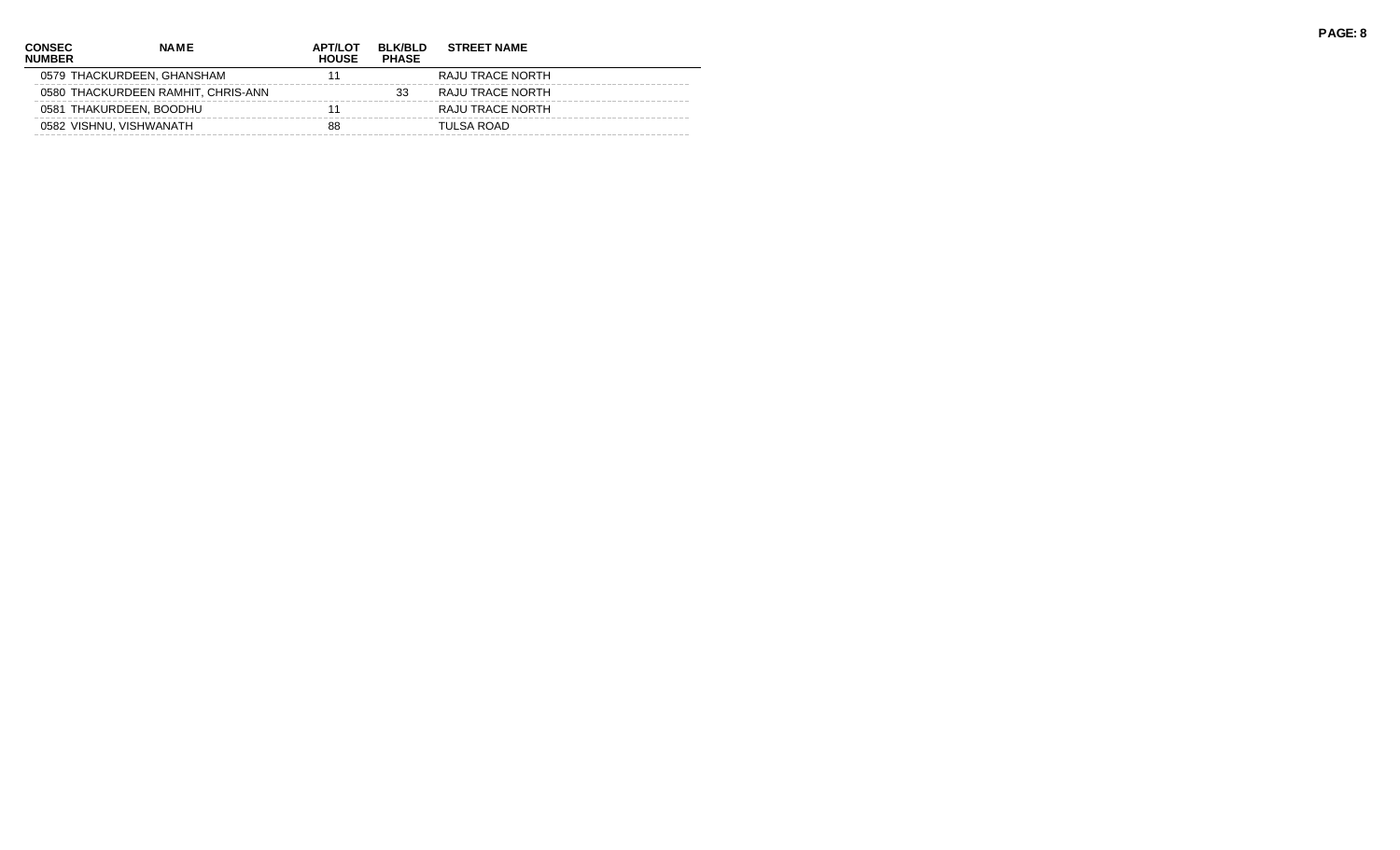| CONSEC NUMBER | NAME | APT/LOT HOUSE | BLK/BLD PHASE | STREET NAME |
|---|---|---|---|---|
| 0579 | THACKURDEEN, GHANSHAM | 11 | | RAJU TRACE NORTH |
| 0580 | THACKURDEEN RAMHIT, CHRIS-ANN | | 33 | RAJU TRACE NORTH |
| 0581 | THAKURDEEN, BOODHU | 11 | | RAJU TRACE NORTH |
| 0582 | VISHNU, VISHWANATH | 88 | | TULSA ROAD |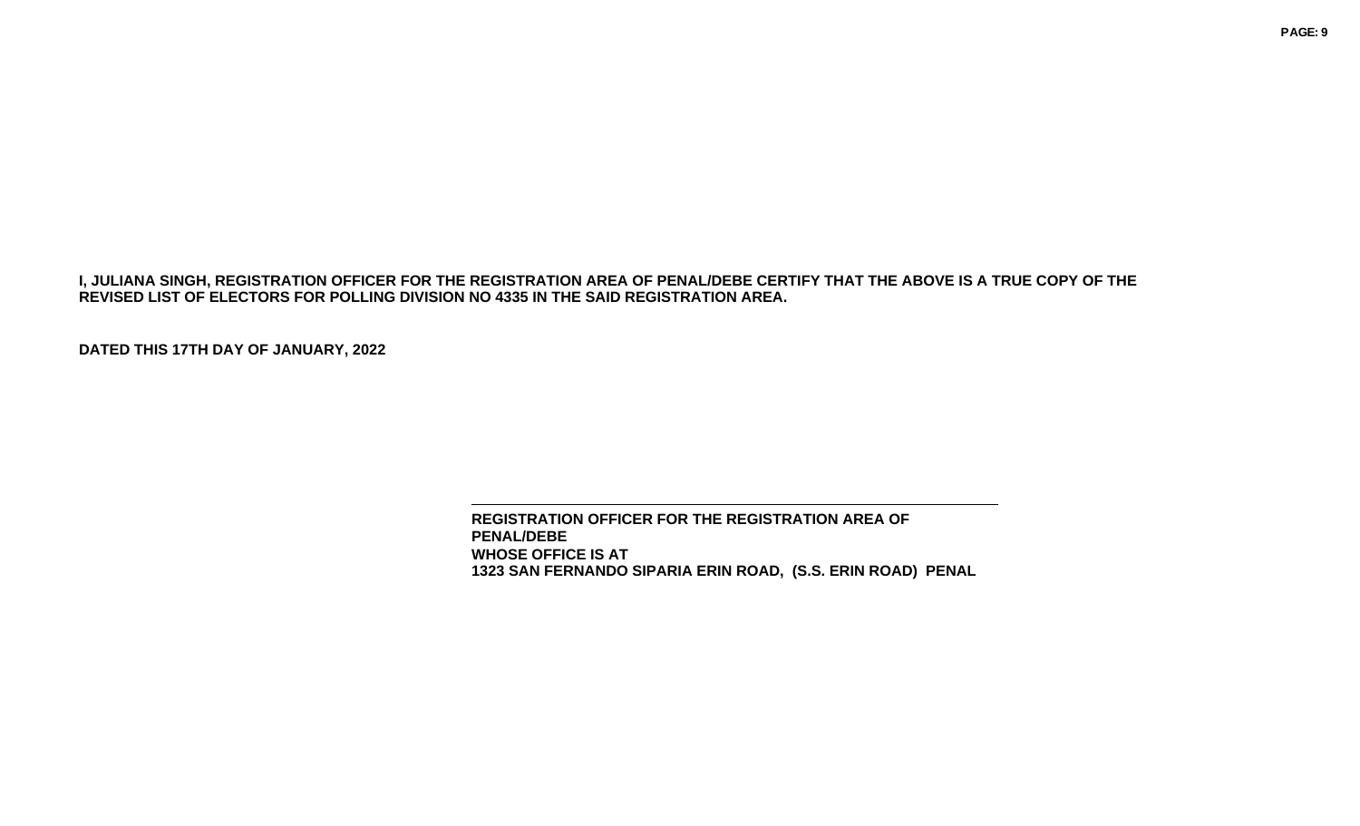**I, JULIANA SINGH, REGISTRATION OFFICER FOR THE REGISTRATION AREA OF PENAL/DEBE CERTIFY THAT THE ABOVE IS A TRUE COPY OF THE REVISED LIST OF ELECTORS FOR POLLING DIVISION NO 4335 IN THE SAID REGISTRATION AREA.**

**DATED THIS 17TH DAY OF JANUARY, 2022**

---

**REGISTRATION OFFICER FOR THE REGISTRATION AREA OF PENAL/DEBE**
**WHOSE OFFICE IS AT**
**1323 SAN FERNANDO SIPARIA ERIN ROAD, (S.S. ERIN ROAD) PENAL**